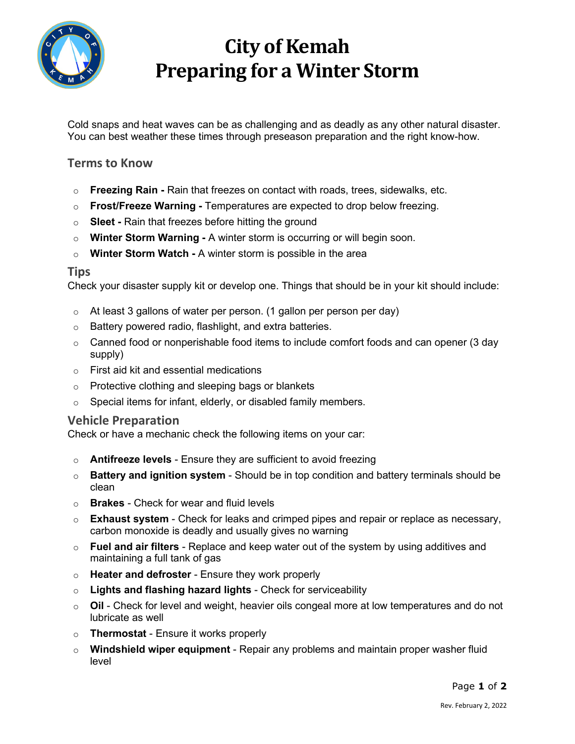# City of Kemah
# Preparing for a Winter Storm

Cold snaps and heat waves can be as challenging and as deadly as any other natural disaster. You can best weather these times through preseason preparation and the right know-how.

## Terms to Know

- **Freezing Rain -** Rain that freezes on contact with roads, trees, sidewalks, etc.
- **Frost/Freeze Warning -** Temperatures are expected to drop below freezing.
- **Sleet -** Rain that freezes before hitting the ground
- **Winter Storm Warning -** A winter storm is occurring or will begin soon.
- **Winter Storm Watch -** A winter storm is possible in the area

## Tips

Check your disaster supply kit or develop one. Things that should be in your kit should include:

- At least 3 gallons of water per person. (1 gallon per person per day)
- Battery powered radio, flashlight, and extra batteries.
- Canned food or nonperishable food items to include comfort foods and can opener (3 day supply)
- First aid kit and essential medications
- Protective clothing and sleeping bags or blankets
- Special items for infant, elderly, or disabled family members.

## Vehicle Preparation

Check or have a mechanic check the following items on your car:

- **Antifreeze levels** - Ensure they are sufficient to avoid freezing
- **Battery and ignition system** - Should be in top condition and battery terminals should be clean
- **Brakes** - Check for wear and fluid levels
- **Exhaust system** - Check for leaks and crimped pipes and repair or replace as necessary, carbon monoxide is deadly and usually gives no warning
- **Fuel and air filters** - Replace and keep water out of the system by using additives and maintaining a full tank of gas
- **Heater and defroster** - Ensure they work properly
- **Lights and flashing hazard lights** - Check for serviceability
- **Oil** - Check for level and weight, heavier oils congeal more at low temperatures and do not lubricate as well
- **Thermostat** - Ensure it works properly
- **Windshield wiper equipment** - Repair any problems and maintain proper washer fluid level

Rev. February 2, 2022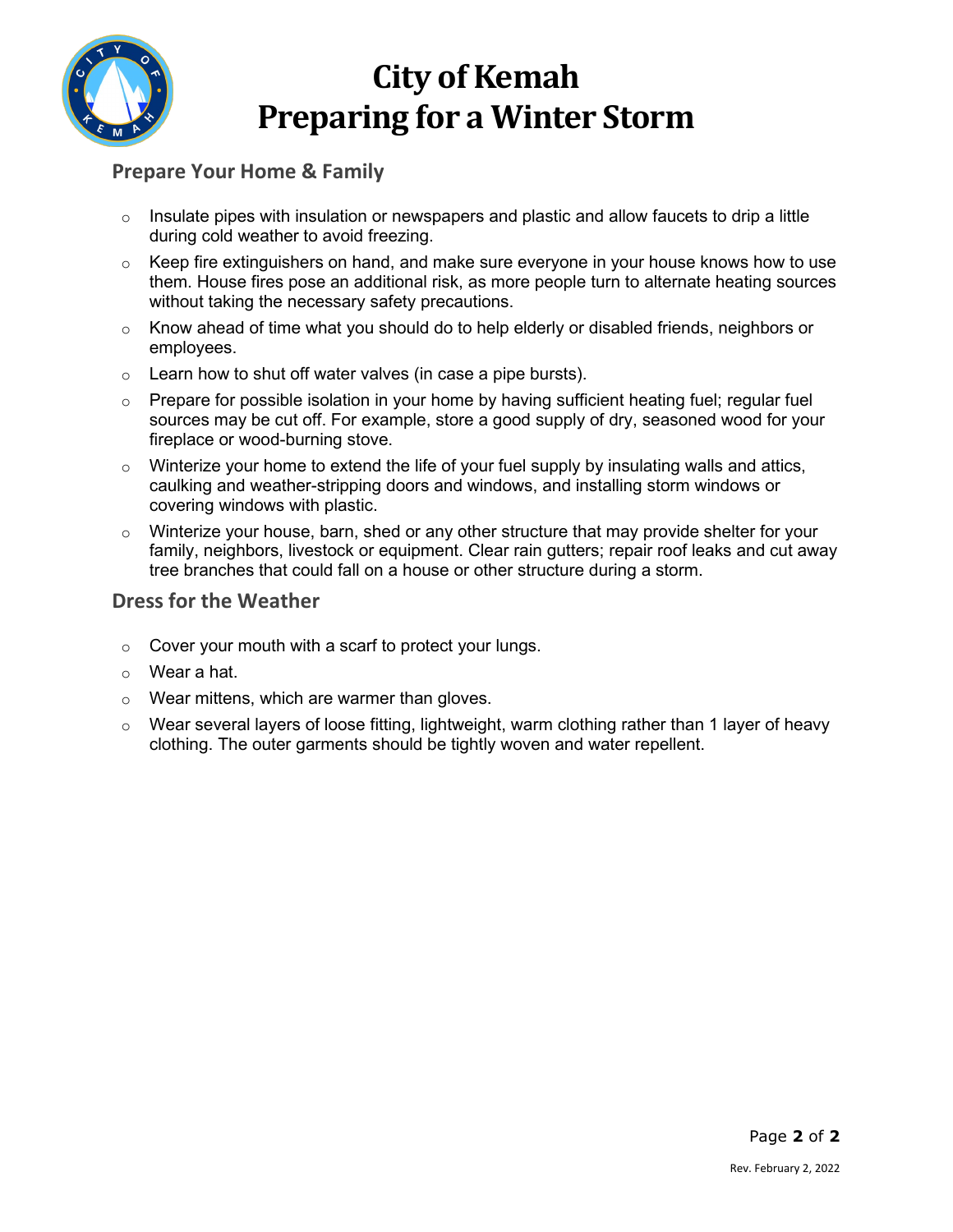# City of Kemah
# Preparing for a Winter Storm

## Prepare Your Home & Family

- Insulate pipes with insulation or newspapers and plastic and allow faucets to drip a little during cold weather to avoid freezing.
- Keep fire extinguishers on hand, and make sure everyone in your house knows how to use them. House fires pose an additional risk, as more people turn to alternate heating sources without taking the necessary safety precautions.
- Know ahead of time what you should do to help elderly or disabled friends, neighbors or employees.
- Learn how to shut off water valves (in case a pipe bursts).
- Prepare for possible isolation in your home by having sufficient heating fuel; regular fuel sources may be cut off. For example, store a good supply of dry, seasoned wood for your fireplace or wood-burning stove.
- Winterize your home to extend the life of your fuel supply by insulating walls and attics, caulking and weather-stripping doors and windows, and installing storm windows or covering windows with plastic.
- Winterize your house, barn, shed or any other structure that may provide shelter for your family, neighbors, livestock or equipment. Clear rain gutters; repair roof leaks and cut away tree branches that could fall on a house or other structure during a storm.

## Dress for the Weather

- Cover your mouth with a scarf to protect your lungs.
- Wear a hat.
- Wear mittens, which are warmer than gloves.
- Wear several layers of loose fitting, lightweight, warm clothing rather than 1 layer of heavy clothing. The outer garments should be tightly woven and water repellent.

Rev. February 2, 2022